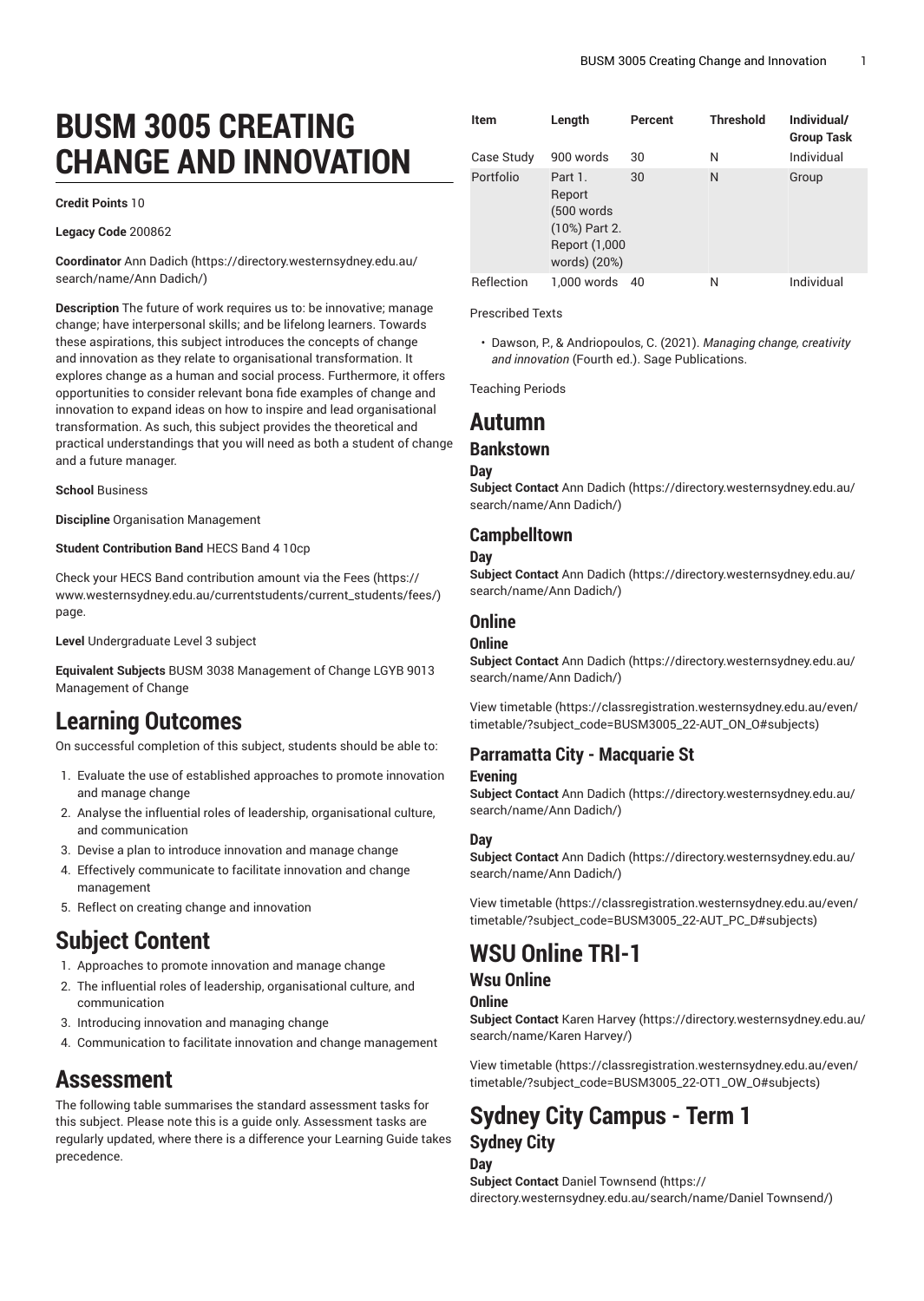# BUSM 3005 CREATING CHANGE AND INNOVATION

**Credit Points** 10

**Legacy Code** 200862

**Coordinator** Ann Dadich (https://directory.westernsydney.edu.au/search/name/Ann Dadich/)

**Description** The future of work requires us to: be innovative; manage change; have interpersonal skills; and be lifelong learners. Towards these aspirations, this subject introduces the concepts of change and innovation as they relate to organisational transformation. It explores change as a human and social process. Furthermore, it offers opportunities to consider relevant bona fide examples of change and innovation to expand ideas on how to inspire and lead organisational transformation. As such, this subject provides the theoretical and practical understandings that you will need as both a student of change and a future manager.

**School** Business

**Discipline** Organisation Management

**Student Contribution Band** HECS Band 4 10cp

Check your HECS Band contribution amount via the Fees (https://www.westernsydney.edu.au/currentstudents/current_students/fees/) page.

**Level** Undergraduate Level 3 subject

**Equivalent Subjects** BUSM 3038 Management of Change LGYB 9013 Management of Change

## Learning Outcomes

On successful completion of this subject, students should be able to:

1. Evaluate the use of established approaches to promote innovation and manage change
2. Analyse the influential roles of leadership, organisational culture, and communication
3. Devise a plan to introduce innovation and manage change
4. Effectively communicate to facilitate innovation and change management
5. Reflect on creating change and innovation

## Subject Content

1. Approaches to promote innovation and manage change
2. The influential roles of leadership, organisational culture, and communication
3. Introducing innovation and managing change
4. Communication to facilitate innovation and change management

## Assessment

The following table summarises the standard assessment tasks for this subject. Please note this is a guide only. Assessment tasks are regularly updated, where there is a difference your Learning Guide takes precedence.

| Item | Length | Percent | Threshold | Individual/ Group Task |
|---|---|---|---|---|
| Case Study | 900 words | 30 | N | Individual |
| Portfolio | Part 1. Report (500 words (10%) Part 2. Report (1,000 words) (20%) | 30 | N | Group |
| Reflection | 1,000 words | 40 | N | Individual |

Prescribed Texts

- Dawson, P., & Andriopoulos, C. (2021). *Managing change, creativity and innovation* (Fourth ed.). Sage Publications.

Teaching Periods

## Autumn

### Bankstown

#### Day

**Subject Contact** Ann Dadich (https://directory.westernsydney.edu.au/search/name/Ann Dadich/)

### Campbelltown

#### Day

**Subject Contact** Ann Dadich (https://directory.westernsydney.edu.au/search/name/Ann Dadich/)

### Online

#### Online

**Subject Contact** Ann Dadich (https://directory.westernsydney.edu.au/search/name/Ann Dadich/)

View timetable (https://classregistration.westernsydney.edu.au/even/timetable/?subject_code=BUSM3005_22-AUT_ON_O#subjects)

### Parramatta City - Macquarie St

#### Evening

**Subject Contact** Ann Dadich (https://directory.westernsydney.edu.au/search/name/Ann Dadich/)

#### Day

**Subject Contact** Ann Dadich (https://directory.westernsydney.edu.au/search/name/Ann Dadich/)

View timetable (https://classregistration.westernsydney.edu.au/even/timetable/?subject_code=BUSM3005_22-AUT_PC_D#subjects)

## WSU Online TRI-1

### Wsu Online

#### Online

**Subject Contact** Karen Harvey (https://directory.westernsydney.edu.au/search/name/Karen Harvey/)

View timetable (https://classregistration.westernsydney.edu.au/even/timetable/?subject_code=BUSM3005_22-OT1_OW_O#subjects)

## Sydney City Campus - Term 1

### Sydney City

#### Day

**Subject Contact** Daniel Townsend (https://directory.westernsydney.edu.au/search/name/Daniel Townsend/)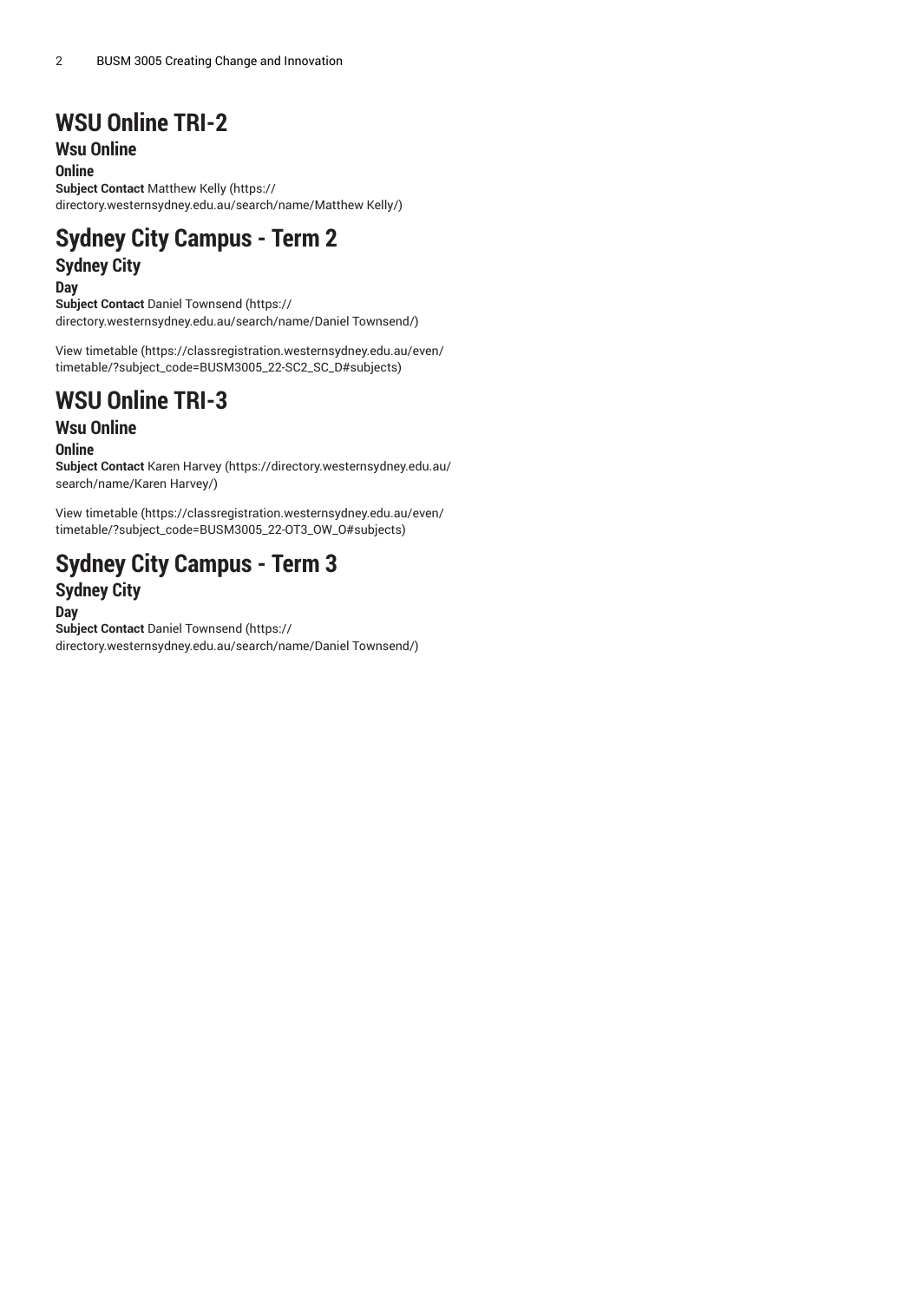# WSU Online TRI-2

## Wsu Online

### Online

**Subject Contact** Matthew Kelly (https://directory.westernsydney.edu.au/search/name/Matthew Kelly/)

# Sydney City Campus - Term 2

## Sydney City

### Day

**Subject Contact** Daniel Townsend (https://directory.westernsydney.edu.au/search/name/Daniel Townsend/)

View timetable (https://classregistration.westernsydney.edu.au/even/timetable/?subject_code=BUSM3005_22-SC2_SC_D#subjects)

# WSU Online TRI-3

## Wsu Online

### Online

**Subject Contact** Karen Harvey (https://directory.westernsydney.edu.au/search/name/Karen Harvey/)

View timetable (https://classregistration.westernsydney.edu.au/even/timetable/?subject_code=BUSM3005_22-OT3_OW_O#subjects)

# Sydney City Campus - Term 3

## Sydney City

### Day

**Subject Contact** Daniel Townsend (https://directory.westernsydney.edu.au/search/name/Daniel Townsend/)